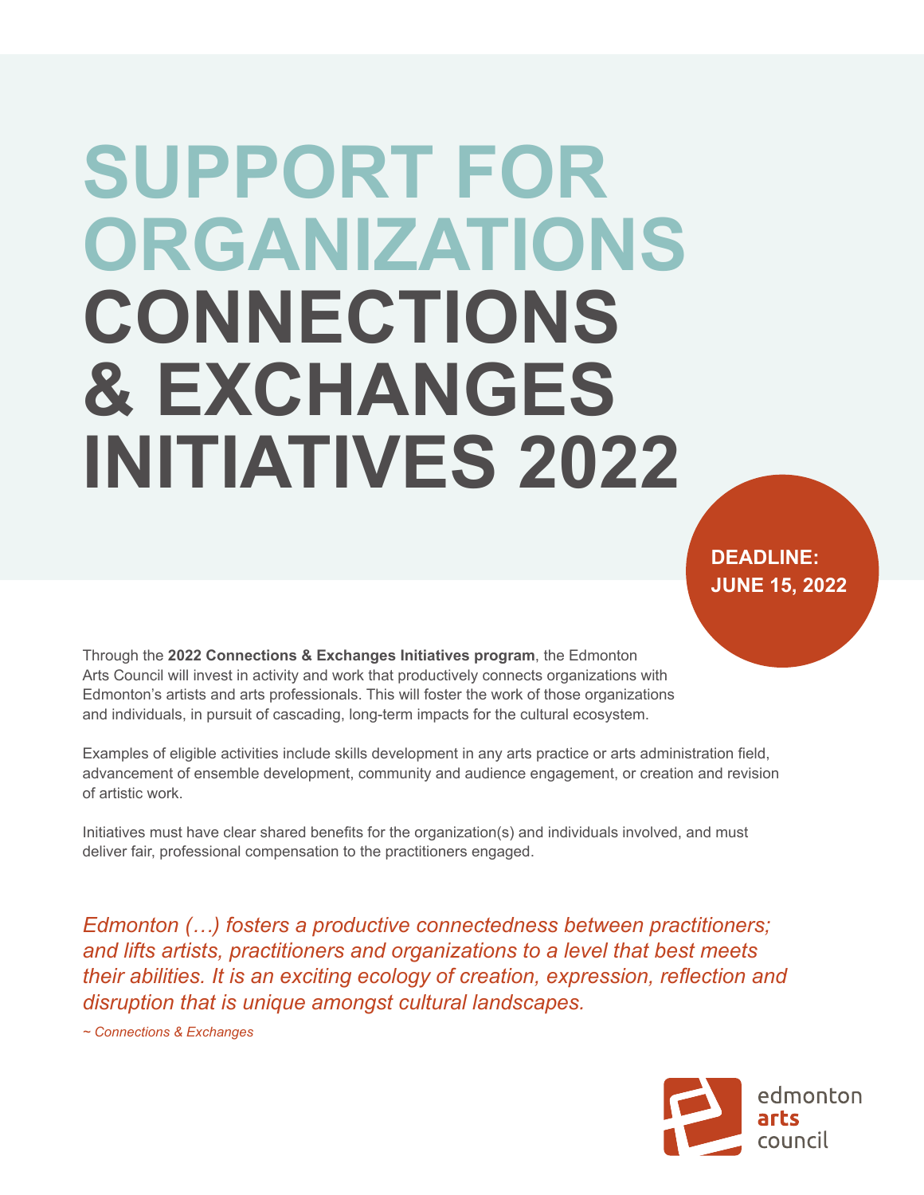# SUPPORT FOR ORGANIZATIONS CONNECTIONS & EXCHANGES INITIATIVES 2022

**DEADLINE: JUNE 15, 2022**

Through the **2022 Connections & Exchanges Initiatives program**, the Edmonton Arts Council will invest in activity and work that productively connects organizations with Edmonton's artists and arts professionals. This will foster the work of those organizations and individuals, in pursuit of cascading, long-term impacts for the cultural ecosystem.

Examples of eligible activities include skills development in any arts practice or arts administration field, advancement of ensemble development, community and audience engagement, or creation and revision of artistic work.

Initiatives must have clear shared benefits for the organization(s) and individuals involved, and must deliver fair, professional compensation to the practitioners engaged.

*Edmonton (…) fosters a productive connectedness between practitioners; and lifts artists, practitioners and organizations to a level that best meets their abilities. It is an exciting ecology of creation, expression, reflection and disruption that is unique amongst cultural landscapes.*

*~ Connections & Exchanges*

edmonton **arts** council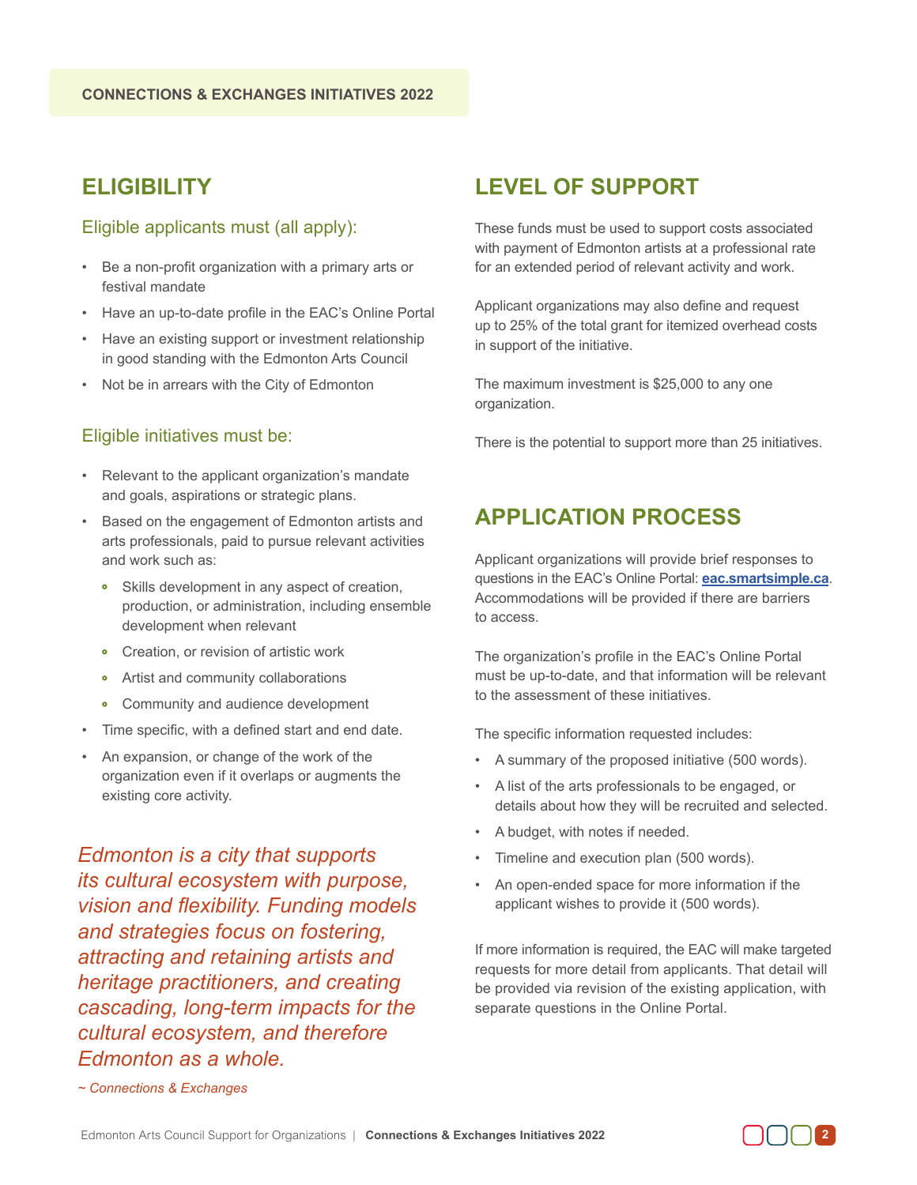## ELIGIBILITY

### Eligible applicants must (all apply):

- Be a non-profit organization with a primary arts or festival mandate
- Have an up-to-date profile in the EAC's Online Portal
- Have an existing support or investment relationship in good standing with the Edmonton Arts Council
- Not be in arrears with the City of Edmonton

### Eligible initiatives must be:

- Relevant to the applicant organization's mandate and goals, aspirations or strategic plans.
- Based on the engagement of Edmonton artists and arts professionals, paid to pursue relevant activities and work such as:
  - Skills development in any aspect of creation, production, or administration, including ensemble development when relevant
  - Creation, or revision of artistic work
  - Artist and community collaborations
  - Community and audience development
- Time specific, with a defined start and end date.
- An expansion, or change of the work of the organization even if it overlaps or augments the existing core activity.

*Edmonton is a city that supports its cultural ecosystem with purpose, vision and flexibility. Funding models and strategies focus on fostering, attracting and retaining artists and heritage practitioners, and creating cascading, long-term impacts for the cultural ecosystem, and therefore Edmonton as a whole.*

*~ Connections & Exchanges*

## LEVEL OF SUPPORT

These funds must be used to support costs associated with payment of Edmonton artists at a professional rate for an extended period of relevant activity and work.

Applicant organizations may also define and request up to 25% of the total grant for itemized overhead costs in support of the initiative.

The maximum investment is $25,000 to any one organization.

There is the potential to support more than 25 initiatives.

## APPLICATION PROCESS

Applicant organizations will provide brief responses to questions in the EAC's Online Portal: **eac.smartsimple.ca**. Accommodations will be provided if there are barriers to access.

The organization's profile in the EAC's Online Portal must be up-to-date, and that information will be relevant to the assessment of these initiatives.

The specific information requested includes:

- A summary of the proposed initiative (500 words).
- A list of the arts professionals to be engaged, or details about how they will be recruited and selected.
- A budget, with notes if needed.
- Timeline and execution plan (500 words).
- An open-ended space for more information if the applicant wishes to provide it (500 words).

If more information is required, the EAC will make targeted requests for more detail from applicants. That detail will be provided via revision of the existing application, with separate questions in the Online Portal.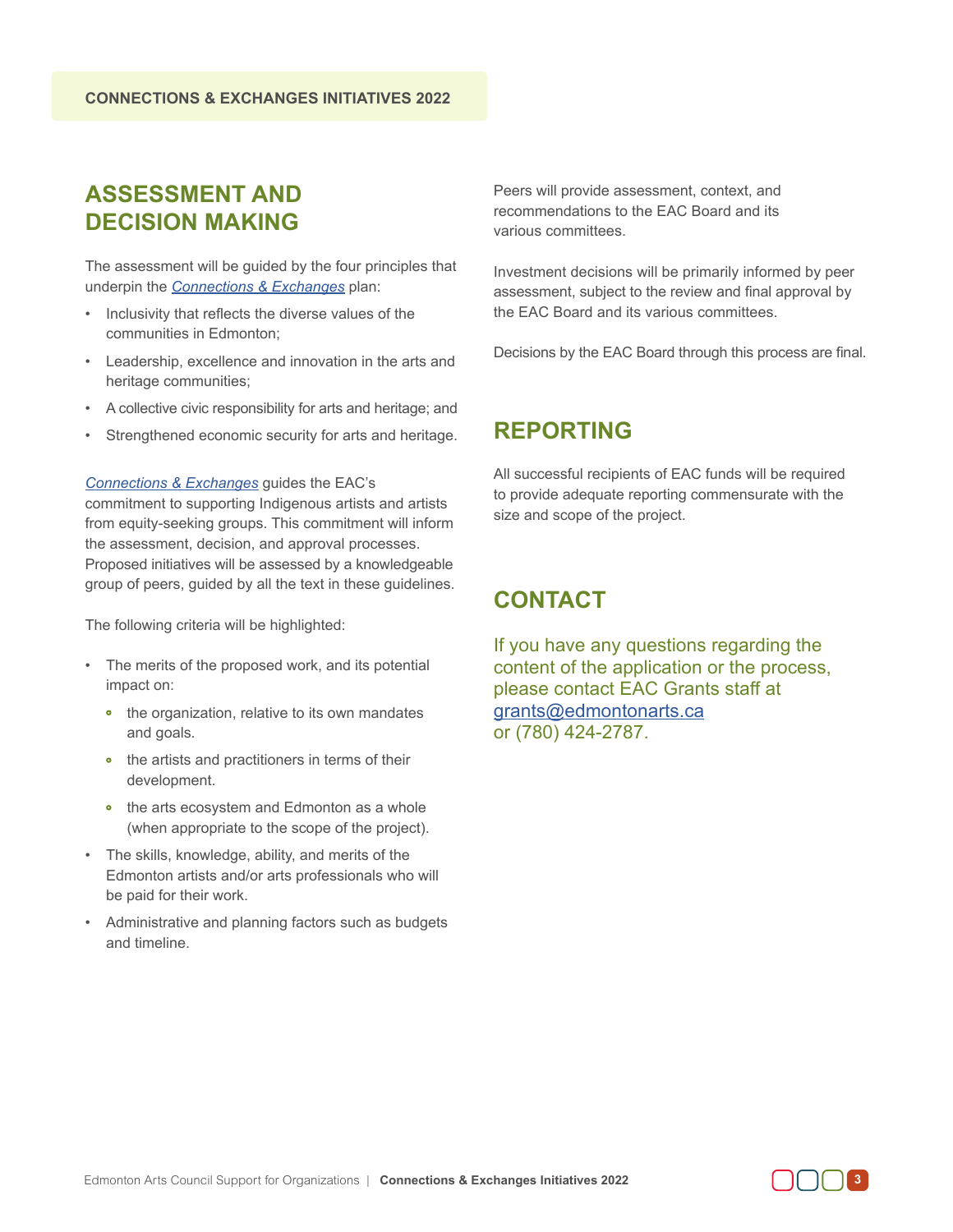## ASSESSMENT AND DECISION MAKING

The assessment will be guided by the four principles that underpin the *Connections & Exchanges* plan:

- Inclusivity that reflects the diverse values of the communities in Edmonton;
- Leadership, excellence and innovation in the arts and heritage communities;
- A collective civic responsibility for arts and heritage; and
- Strengthened economic security for arts and heritage.

*Connections & Exchanges* guides the EAC's commitment to supporting Indigenous artists and artists from equity-seeking groups. This commitment will inform the assessment, decision, and approval processes. Proposed initiatives will be assessed by a knowledgeable group of peers, guided by all the text in these guidelines.

The following criteria will be highlighted:

- The merits of the proposed work, and its potential impact on:
  - the organization, relative to its own mandates and goals.
  - the artists and practitioners in terms of their development.
  - the arts ecosystem and Edmonton as a whole (when appropriate to the scope of the project).
- The skills, knowledge, ability, and merits of the Edmonton artists and/or arts professionals who will be paid for their work.
- Administrative and planning factors such as budgets and timeline.

Peers will provide assessment, context, and recommendations to the EAC Board and its various committees.

Investment decisions will be primarily informed by peer assessment, subject to the review and final approval by the EAC Board and its various committees.

Decisions by the EAC Board through this process are final.

## REPORTING

All successful recipients of EAC funds will be required to provide adequate reporting commensurate with the size and scope of the project.

## CONTACT

If you have any questions regarding the content of the application or the process, please contact EAC Grants staff at grants@edmontonarts.ca or (780) 424-2787.